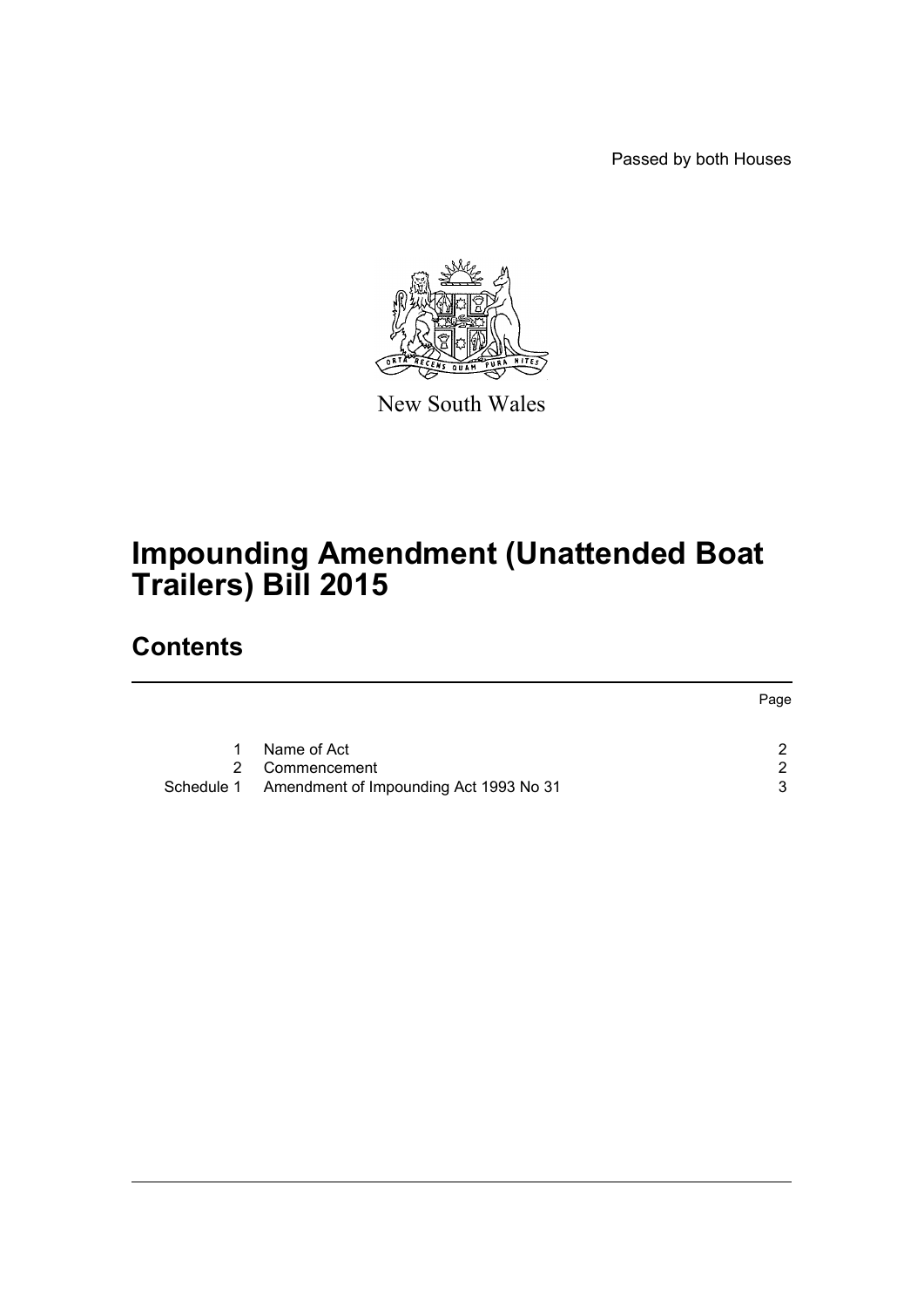Passed by both Houses

New South Wales

# Impounding Amendment (Unattended Boat Trailers) Bill 2015

## Contents

| | | Page |
|---|---|---|
| 1 | Name of Act | 2 |
| 2 | Commencement | 2 |
| Schedule 1 | Amendment of Impounding Act 1993 No 31 | 3 |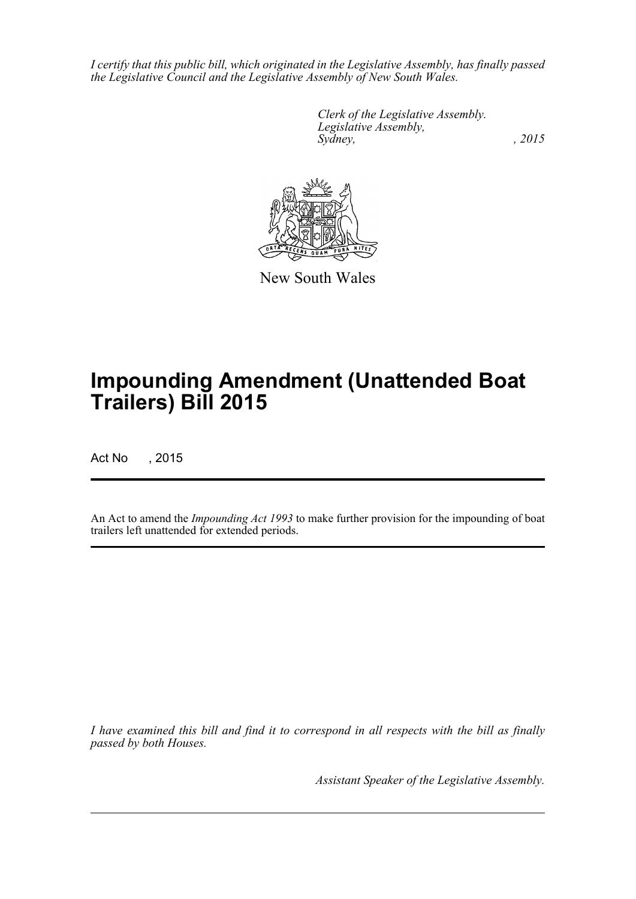*I certify that this public bill, which originated in the Legislative Assembly, has finally passed the Legislative Council and the Legislative Assembly of New South Wales.*

*Clerk of the Legislative Assembly.*
*Legislative Assembly,*
*Sydney, , 2015*

New South Wales

# Impounding Amendment (Unattended Boat Trailers) Bill 2015

Act No , 2015

An Act to amend the *Impounding Act 1993* to make further provision for the impounding of boat trailers left unattended for extended periods.

*I have examined this bill and find it to correspond in all respects with the bill as finally passed by both Houses.*

*Assistant Speaker of the Legislative Assembly.*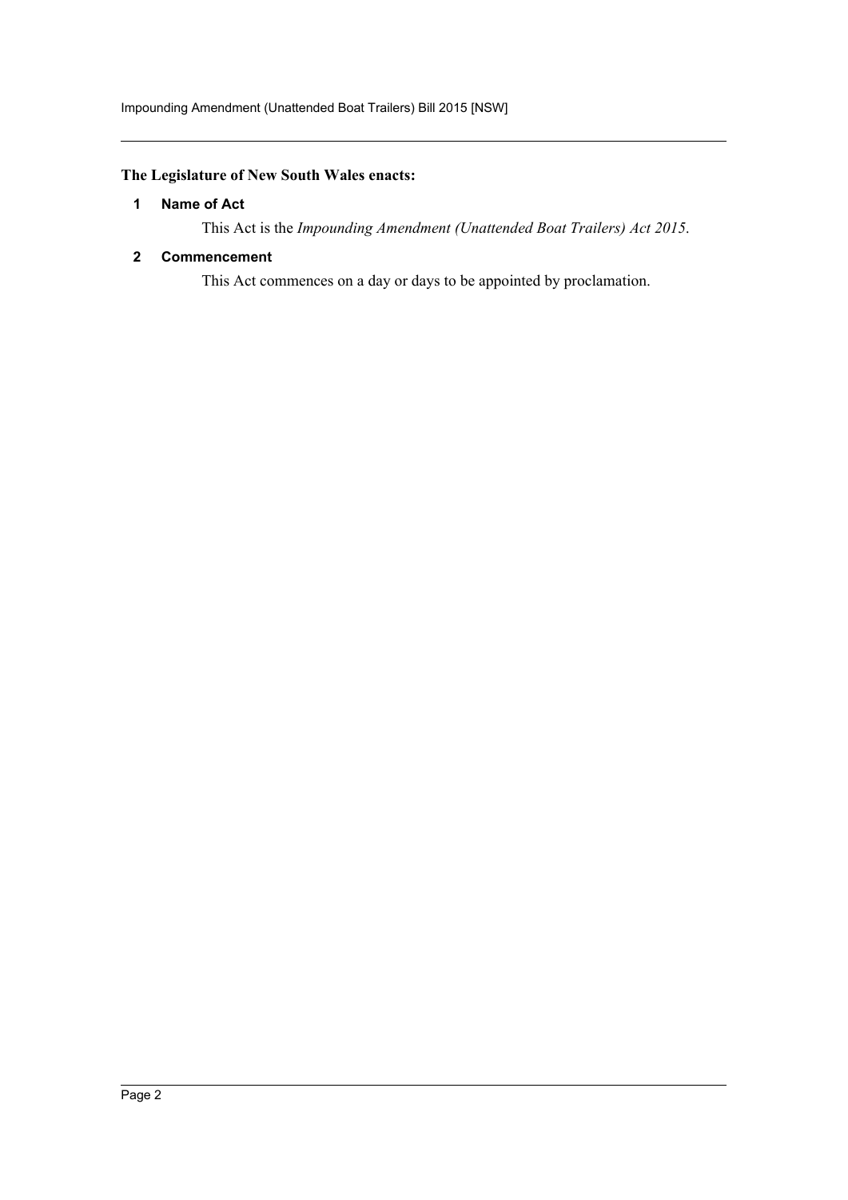**The Legislature of New South Wales enacts:**

### 1 Name of Act

This Act is the *Impounding Amendment (Unattended Boat Trailers) Act 2015*.

### 2 Commencement

This Act commences on a day or days to be appointed by proclamation.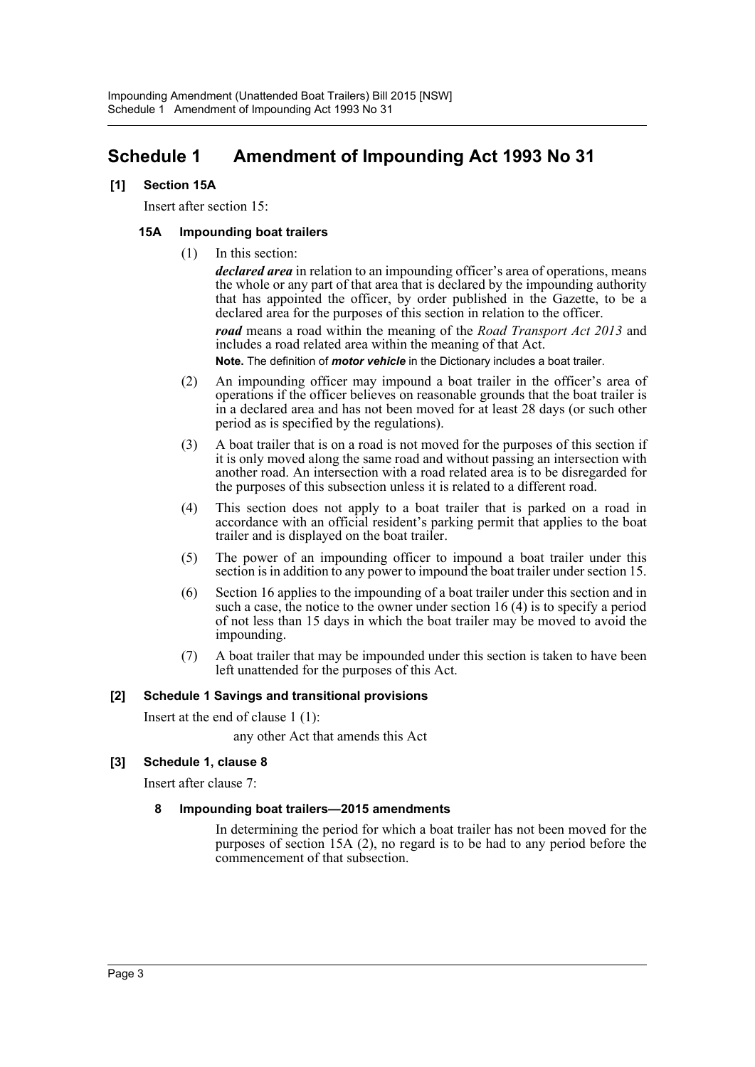# Schedule 1 Amendment of Impounding Act 1993 No 31

**[1] Section 15A**

Insert after section 15:

**15A Impounding boat trailers**

(1) In this section:

***declared area*** in relation to an impounding officer's area of operations, means the whole or any part of that area that is declared by the impounding authority that has appointed the officer, by order published in the Gazette, to be a declared area for the purposes of this section in relation to the officer.

***road*** means a road within the meaning of the *Road Transport Act 2013* and includes a road related area within the meaning of that Act.

**Note.** The definition of ***motor vehicle*** in the Dictionary includes a boat trailer.

(2) An impounding officer may impound a boat trailer in the officer's area of operations if the officer believes on reasonable grounds that the boat trailer is in a declared area and has not been moved for at least 28 days (or such other period as is specified by the regulations).

(3) A boat trailer that is on a road is not moved for the purposes of this section if it is only moved along the same road and without passing an intersection with another road. An intersection with a road related area is to be disregarded for the purposes of this subsection unless it is related to a different road.

(4) This section does not apply to a boat trailer that is parked on a road in accordance with an official resident's parking permit that applies to the boat trailer and is displayed on the boat trailer.

(5) The power of an impounding officer to impound a boat trailer under this section is in addition to any power to impound the boat trailer under section 15.

(6) Section 16 applies to the impounding of a boat trailer under this section and in such a case, the notice to the owner under section 16 (4) is to specify a period of not less than 15 days in which the boat trailer may be moved to avoid the impounding.

(7) A boat trailer that may be impounded under this section is taken to have been left unattended for the purposes of this Act.

**[2] Schedule 1 Savings and transitional provisions**

Insert at the end of clause 1 (1):

any other Act that amends this Act

**[3] Schedule 1, clause 8**

Insert after clause 7:

**8 Impounding boat trailers—2015 amendments**

In determining the period for which a boat trailer has not been moved for the purposes of section 15A (2), no regard is to be had to any period before the commencement of that subsection.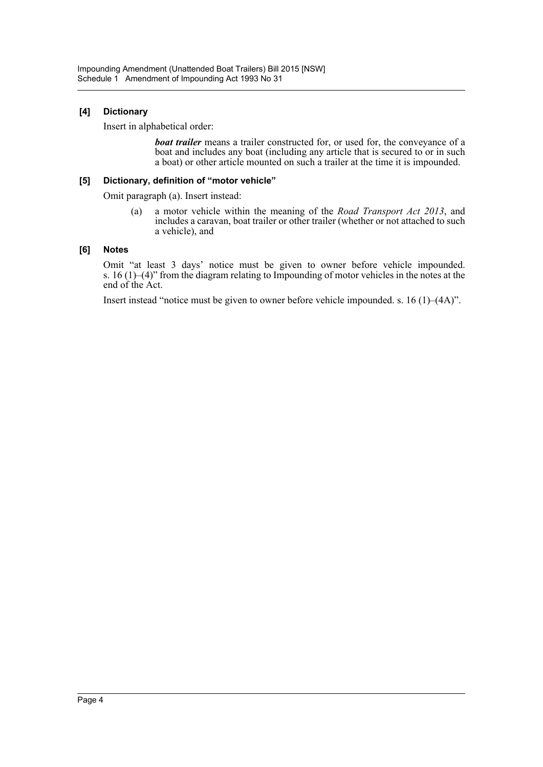### [4] Dictionary

Insert in alphabetical order:

> ***boat trailer*** means a trailer constructed for, or used for, the conveyance of a boat and includes any boat (including any article that is secured to or in such a boat) or other article mounted on such a trailer at the time it is impounded.

### [5] Dictionary, definition of "motor vehicle"

Omit paragraph (a). Insert instead:

> (a) a motor vehicle within the meaning of the *Road Transport Act 2013*, and includes a caravan, boat trailer or other trailer (whether or not attached to such a vehicle), and

### [6] Notes

Omit "at least 3 days' notice must be given to owner before vehicle impounded. s. 16 (1)–(4)" from the diagram relating to Impounding of motor vehicles in the notes at the end of the Act.

Insert instead "notice must be given to owner before vehicle impounded. s. 16 (1)–(4A)".